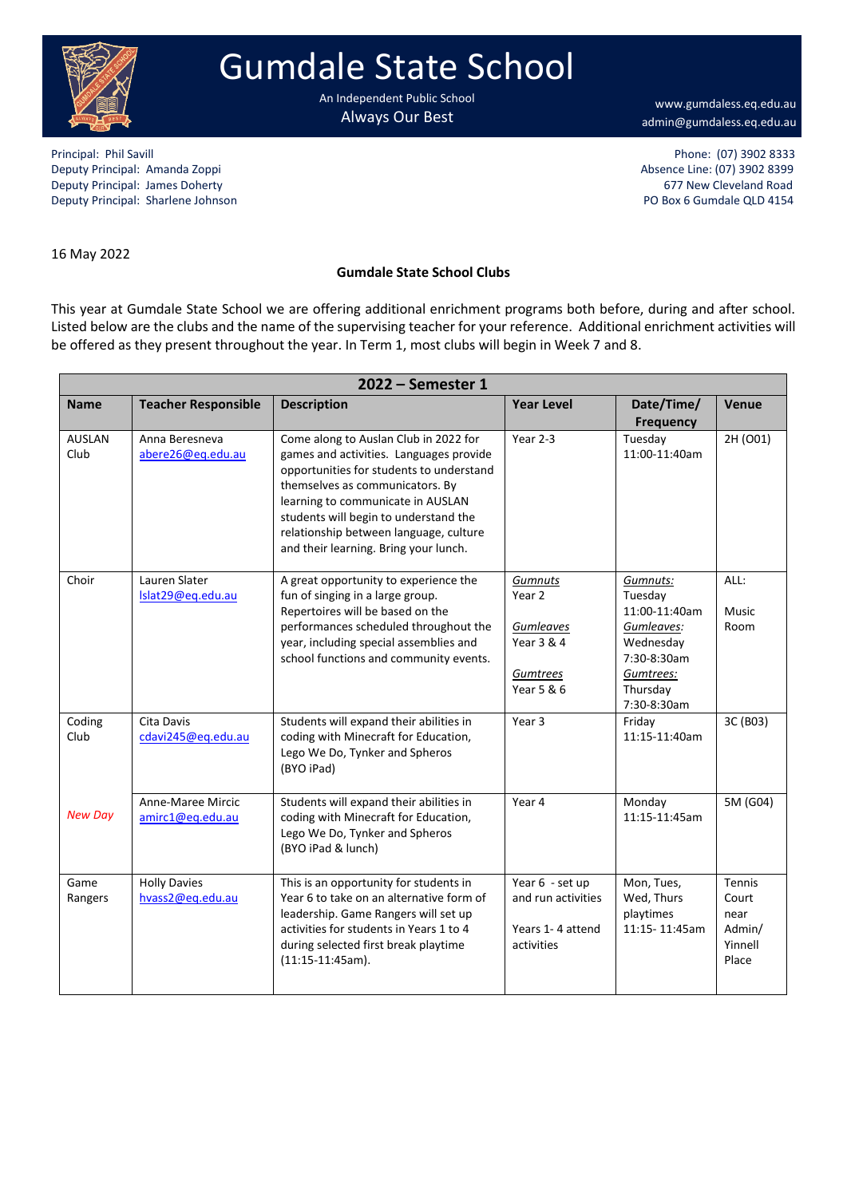# Gumdale State School

An Independent Public School

Always Our Best

www.gumdaless.eq.edu.au
admin@gumdaless.eq.edu.au

Principal: Phil Savill
Deputy Principal: Amanda Zoppi
Deputy Principal: James Doherty
Deputy Principal: Sharlene Johnson

Phone: (07) 3902 8333
Absence Line: (07) 3902 8399
677 New Cleveland Road
PO Box 6 Gumdale QLD 4154

16 May 2022

**Gumdale State School Clubs**

This year at Gumdale State School we are offering additional enrichment programs both before, during and after school. Listed below are the clubs and the name of the supervising teacher for your reference. Additional enrichment activities will be offered as they present throughout the year. In Term 1, most clubs will begin in Week 7 and 8.

| **2022 – Semester 1** | | | | | |
|---|---|---|---|---|---|
| **Name** | **Teacher Responsible** | **Description** | **Year Level** | **Date/Time/ Frequency** | **Venue** |
| AUSLAN Club | Anna Beresneva abere26@eq.edu.au | Come along to Auslan Club in 2022 for games and activities. Languages provide opportunities for students to understand themselves as communicators. By learning to communicate in AUSLAN students will begin to understand the relationship between language, culture and their learning. Bring your lunch. | Year 2-3 | Tuesday 11:00-11:40am | 2H (O01) |
| Choir | Lauren Slater lslat29@eq.edu.au | A great opportunity to experience the fun of singing in a large group. Repertoires will be based on the performances scheduled throughout the year, including special assemblies and school functions and community events. | *Gumnuts* Year 2<br>*Gumleaves* Year 3 & 4<br>*Gumtrees* Year 5 & 6 | *Gumnuts:* Tuesday 11:00-11:40am<br>*Gumleaves:* Wednesday 7:30-8:30am<br>*Gumtrees:* Thursday 7:30-8:30am | ALL: Music Room |
| Coding Club | Cita Davis cdavi245@eq.edu.au | Students will expand their abilities in coding with Minecraft for Education, Lego We Do, Tynker and Spheros (BYO iPad) | Year 3 | Friday 11:15-11:40am | 3C (B03) |
| *New Day* | Anne-Maree Mircic amirc1@eq.edu.au | Students will expand their abilities in coding with Minecraft for Education, Lego We Do, Tynker and Spheros (BYO iPad & lunch) | Year 4 | Monday 11:15-11:45am | 5M (G04) |
| Game Rangers | Holly Davies hvass2@eq.edu.au | This is an opportunity for students in Year 6 to take on an alternative form of leadership. Game Rangers will set up activities for students in Years 1 to 4 during selected first break playtime (11:15-11:45am). | Year 6 - set up and run activities<br>Years 1- 4 attend activities | Mon, Tues, Wed, Thurs playtimes 11:15- 11:45am | Tennis Court near Admin/ Yinnell Place |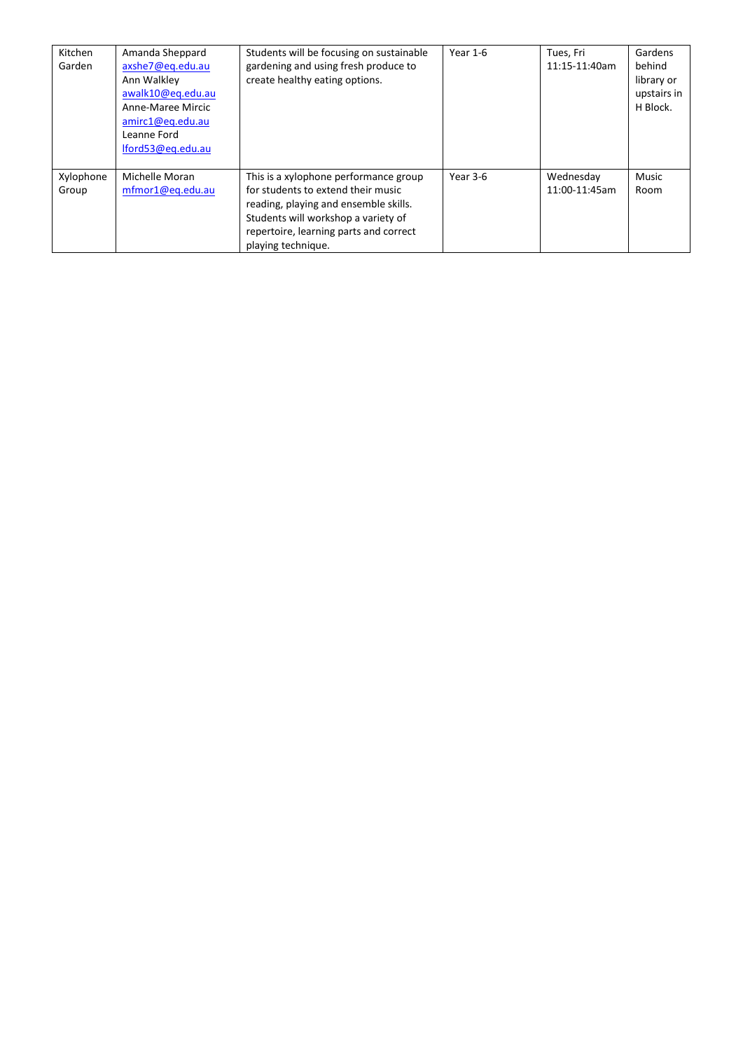| | | | | | |
|---|---|---|---|---|---|
| Kitchen Garden | Amanda Sheppard<br>axshe7@eq.edu.au<br>Ann Walkley<br>awalk10@eq.edu.au<br>Anne-Maree Mircic<br>amirc1@eq.edu.au<br>Leanne Ford<br>lford53@eq.edu.au | Students will be focusing on sustainable gardening and using fresh produce to create healthy eating options. | Year 1-6 | Tues, Fri<br>11:15-11:40am | Gardens behind library or upstairs in H Block. |
| Xylophone Group | Michelle Moran<br>mfmor1@eq.edu.au | This is a xylophone performance group for students to extend their music reading, playing and ensemble skills. Students will workshop a variety of repertoire, learning parts and correct playing technique. | Year 3-6 | Wednesday<br>11:00-11:45am | Music Room |